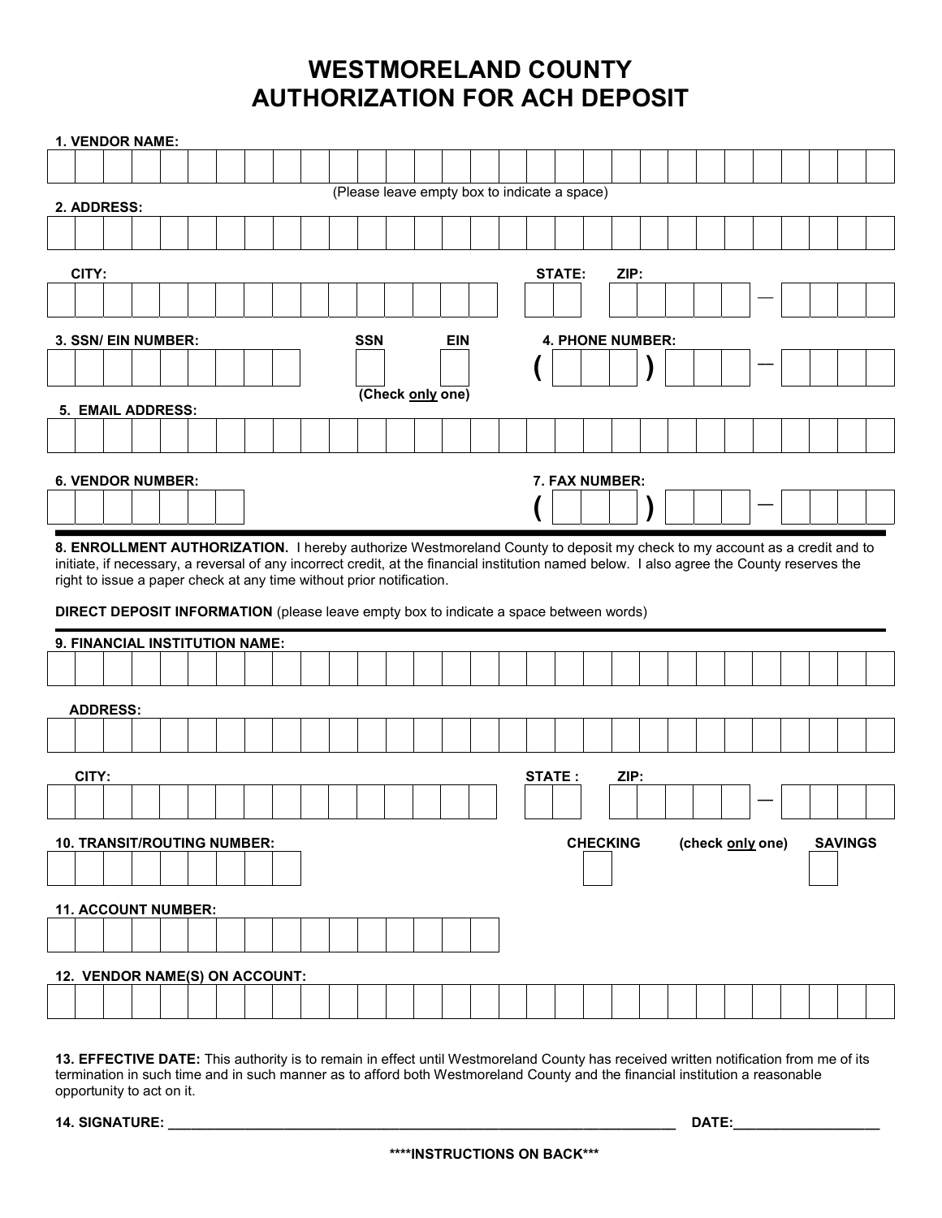# WESTMORELAND COUNTY
# AUTHORIZATION FOR ACH DEPOSIT

**1. VENDOR NAME:**

(Please leave empty box to indicate a space)

**2. ADDRESS:**

**CITY:** **STATE:** **ZIP:** —

**3. SSN/ EIN NUMBER:** **SSN** **EIN** (Check only one)

**4. PHONE NUMBER:** ( ) —

**5. EMAIL ADDRESS:**

**6. VENDOR NUMBER:**

**7. FAX NUMBER:** ( ) —

**8. ENROLLMENT AUTHORIZATION.** I hereby authorize Westmoreland County to deposit my check to my account as a credit and to initiate, if necessary, a reversal of any incorrect credit, at the financial institution named below. I also agree the County reserves the right to issue a paper check at any time without prior notification.

**DIRECT DEPOSIT INFORMATION** (please leave empty box to indicate a space between words)

**9. FINANCIAL INSTITUTION NAME:**

**ADDRESS:**

**CITY:** **STATE :** **ZIP:** —

**10. TRANSIT/ROUTING NUMBER:**

**CHECKING** **(check only one)** **SAVINGS**

**11. ACCOUNT NUMBER:**

**12. VENDOR NAME(S) ON ACCOUNT:**

**13. EFFECTIVE DATE:** This authority is to remain in effect until Westmoreland County has received written notification from me of its termination in such time and in such manner as to afford both Westmoreland County and the financial institution a reasonable opportunity to act on it.

**14. SIGNATURE:** ______________________________________________ **DATE:**__________________

**\*\*\*\*INSTRUCTIONS ON BACK\*\*\***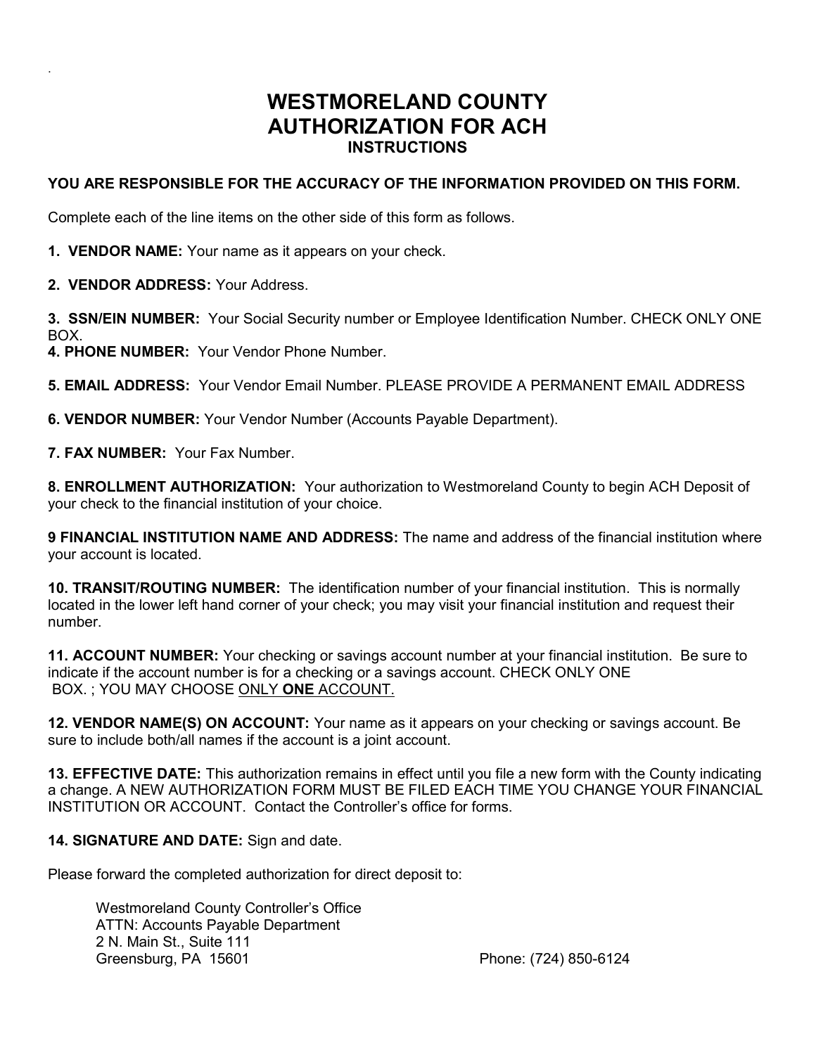# WESTMORELAND COUNTY AUTHORIZATION FOR ACH

## INSTRUCTIONS

**YOU ARE RESPONSIBLE FOR THE ACCURACY OF THE INFORMATION PROVIDED ON THIS FORM.**

Complete each of the line items on the other side of this form as follows.

**1. VENDOR NAME:** Your name as it appears on your check.

**2. VENDOR ADDRESS:** Your Address.

**3. SSN/EIN NUMBER:** Your Social Security number or Employee Identification Number. CHECK ONLY ONE BOX.

**4. PHONE NUMBER:** Your Vendor Phone Number.

**5. EMAIL ADDRESS:** Your Vendor Email Number. PLEASE PROVIDE A PERMANENT EMAIL ADDRESS

**6. VENDOR NUMBER:** Your Vendor Number (Accounts Payable Department).

**7. FAX NUMBER:** Your Fax Number.

**8. ENROLLMENT AUTHORIZATION:** Your authorization to Westmoreland County to begin ACH Deposit of your check to the financial institution of your choice.

**9 FINANCIAL INSTITUTION NAME AND ADDRESS:** The name and address of the financial institution where your account is located.

**10. TRANSIT/ROUTING NUMBER:** The identification number of your financial institution. This is normally located in the lower left hand corner of your check; you may visit your financial institution and request their number.

**11. ACCOUNT NUMBER:** Your checking or savings account number at your financial institution. Be sure to indicate if the account number is for a checking or a savings account. CHECK ONLY ONE BOX. ; YOU MAY CHOOSE <u>ONLY **ONE** ACCOUNT.</u>

**12. VENDOR NAME(S) ON ACCOUNT:** Your name as it appears on your checking or savings account. Be sure to include both/all names if the account is a joint account.

**13. EFFECTIVE DATE:** This authorization remains in effect until you file a new form with the County indicating a change. A NEW AUTHORIZATION FORM MUST BE FILED EACH TIME YOU CHANGE YOUR FINANCIAL INSTITUTION OR ACCOUNT. Contact the Controller's office for forms.

**14. SIGNATURE AND DATE:** Sign and date.

Please forward the completed authorization for direct deposit to:

Westmoreland County Controller's Office
ATTN: Accounts Payable Department
2 N. Main St., Suite 111
Greensburg, PA 15601

Phone: (724) 850-6124